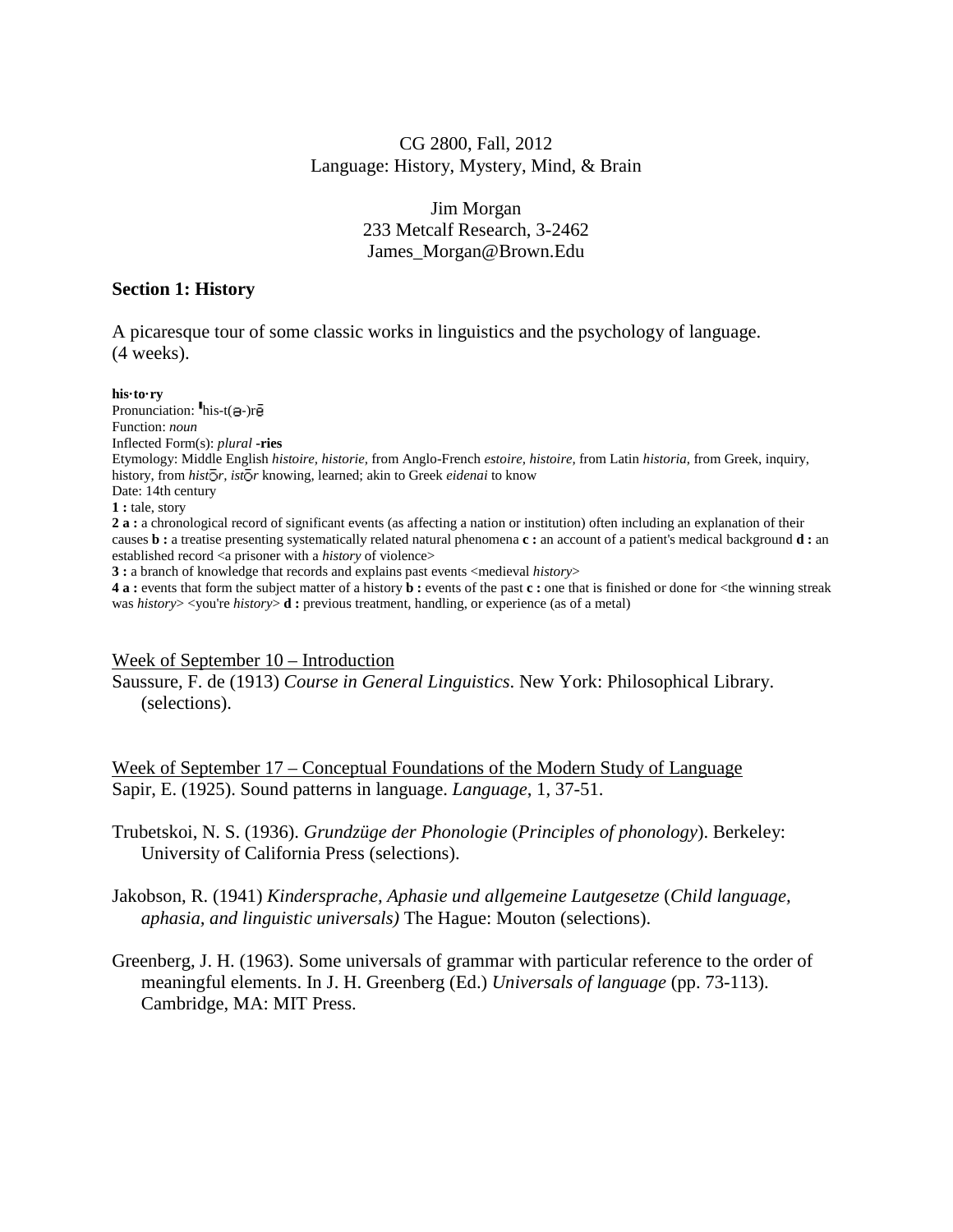CG 2800, Fall, 2012
Language: History, Mystery, Mind, & Brain

Jim Morgan
233 Metcalf Research, 3-2462
James_Morgan@Brown.Edu

## Section 1: History

A picaresque tour of some classic works in linguistics and the psychology of language. (4 weeks).

**his·to·ry**
Pronunciation: ˈhis-t(ə-)rē
Function: *noun*
Inflected Form(s): *plural* **-ries**
Etymology: Middle English *histoire, historie,* from Anglo-French *estoire, histoire,* from Latin *historia,* from Greek, inquiry, history, from *histōr, istōr* knowing, learned; akin to Greek *eidenai* to know
Date: 14th century
**1 :** tale, story
**2 a :** a chronological record of significant events (as affecting a nation or institution) often including an explanation of their causes **b :** a treatise presenting systematically related natural phenomena **c :** an account of a patient's medical background **d :** an established record <a prisoner with a *history* of violence>
**3 :** a branch of knowledge that records and explains past events <medieval *history*>
**4 a :** events that form the subject matter of a history **b :** events of the past **c :** one that is finished or done for <the winning streak was *history*> <you're *history*> **d :** previous treatment, handling, or experience (as of a metal)

Week of September 10 – Introduction

Saussure, F. de (1913) *Course in General Linguistics*. New York: Philosophical Library. (selections).

Week of September 17 – Conceptual Foundations of the Modern Study of Language

Sapir, E. (1925). Sound patterns in language. *Language*, 1, 37-51.

Trubetskoi, N. S. (1936). *Grundzüge der Phonologie* (*Principles of phonology*). Berkeley: University of California Press (selections).

Jakobson, R. (1941) *Kindersprache, Aphasie und allgemeine Lautgesetze* (*Child language, aphasia, and linguistic universals)* The Hague: Mouton (selections).

Greenberg, J. H. (1963). Some universals of grammar with particular reference to the order of meaningful elements. In J. H. Greenberg (Ed.) *Universals of language* (pp. 73-113). Cambridge, MA: MIT Press.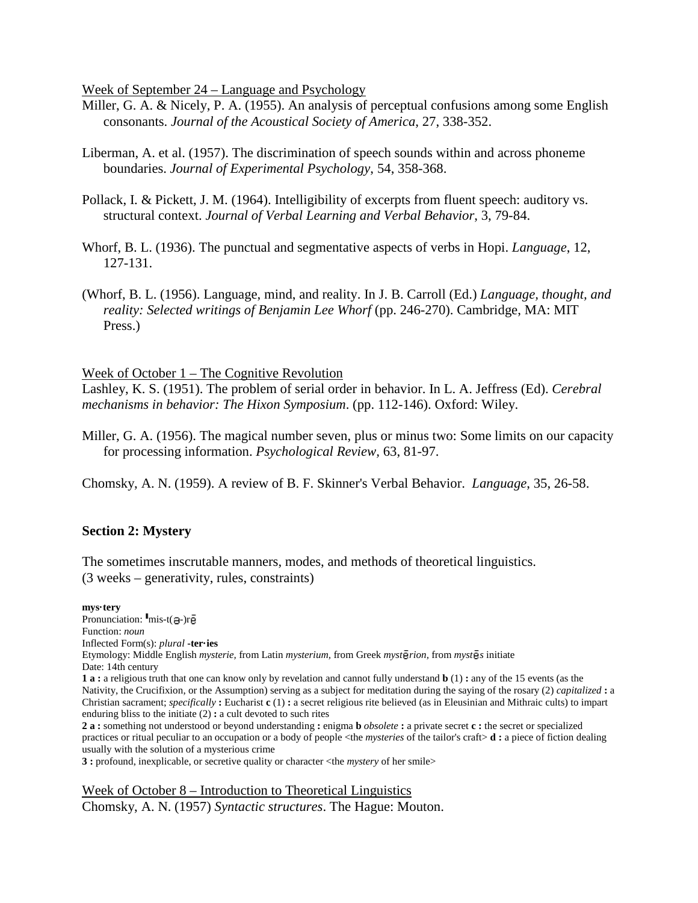<u>Week of September 24 – Language and Psychology</u>

Miller, G. A. & Nicely, P. A. (1955). An analysis of perceptual confusions among some English consonants. *Journal of the Acoustical Society of America*, 27, 338-352.

Liberman, A. et al. (1957). The discrimination of speech sounds within and across phoneme boundaries. *Journal of Experimental Psychology*, 54, 358-368.

Pollack, I. & Pickett, J. M. (1964). Intelligibility of excerpts from fluent speech: auditory vs. structural context. *Journal of Verbal Learning and Verbal Behavior*, 3, 79-84.

Whorf, B. L. (1936). The punctual and segmentative aspects of verbs in Hopi. *Language*, 12, 127-131.

(Whorf, B. L. (1956). Language, mind, and reality. In J. B. Carroll (Ed.) *Language, thought, and reality: Selected writings of Benjamin Lee Whorf* (pp. 246-270). Cambridge, MA: MIT Press.)

<u>Week of October 1 – The Cognitive Revolution</u>

Lashley, K. S. (1951). The problem of serial order in behavior. In L. A. Jeffress (Ed). *Cerebral mechanisms in behavior: The Hixon Symposium*. (pp. 112-146). Oxford: Wiley.

Miller, G. A. (1956). The magical number seven, plus or minus two: Some limits on our capacity for processing information. *Psychological Review*, 63, 81-97.

Chomsky, A. N. (1959). A review of B. F. Skinner's Verbal Behavior. *Language*, 35, 26-58.

## Section 2: Mystery

The sometimes inscrutable manners, modes, and methods of theoretical linguistics.
(3 weeks – generativity, rules, constraints)

**mys·tery**
Pronunciation: ˈmis-t(ə-)rē
Function: *noun*
Inflected Form(s): *plural* **-ter·ies**
Etymology: Middle English *mysterie,* from Latin *mysterium,* from Greek *mystērion,* from *mystēs* initiate
Date: 14th century
**1 a :** a religious truth that one can know only by revelation and cannot fully understand **b** (1) **:** any of the 15 events (as the Nativity, the Crucifixion, or the Assumption) serving as a subject for meditation during the saying of the rosary (2) *capitalized* **:** a Christian sacrament; *specifically* **:** Eucharist **c** (1) **:** a secret religious rite believed (as in Eleusinian and Mithraic cults) to impart enduring bliss to the initiate (2) **:** a cult devoted to such rites
**2 a :** something not understood or beyond understanding **:** enigma **b** *obsolete* **:** a private secret **c :** the secret or specialized practices or ritual peculiar to an occupation or a body of people <the *mysteries* of the tailor's craft> **d :** a piece of fiction dealing usually with the solution of a mysterious crime
**3 :** profound, inexplicable, or secretive quality or character <the *mystery* of her smile>

<u>Week of October 8 – Introduction to Theoretical Linguistics</u>

Chomsky, A. N. (1957) *Syntactic structures*. The Hague: Mouton.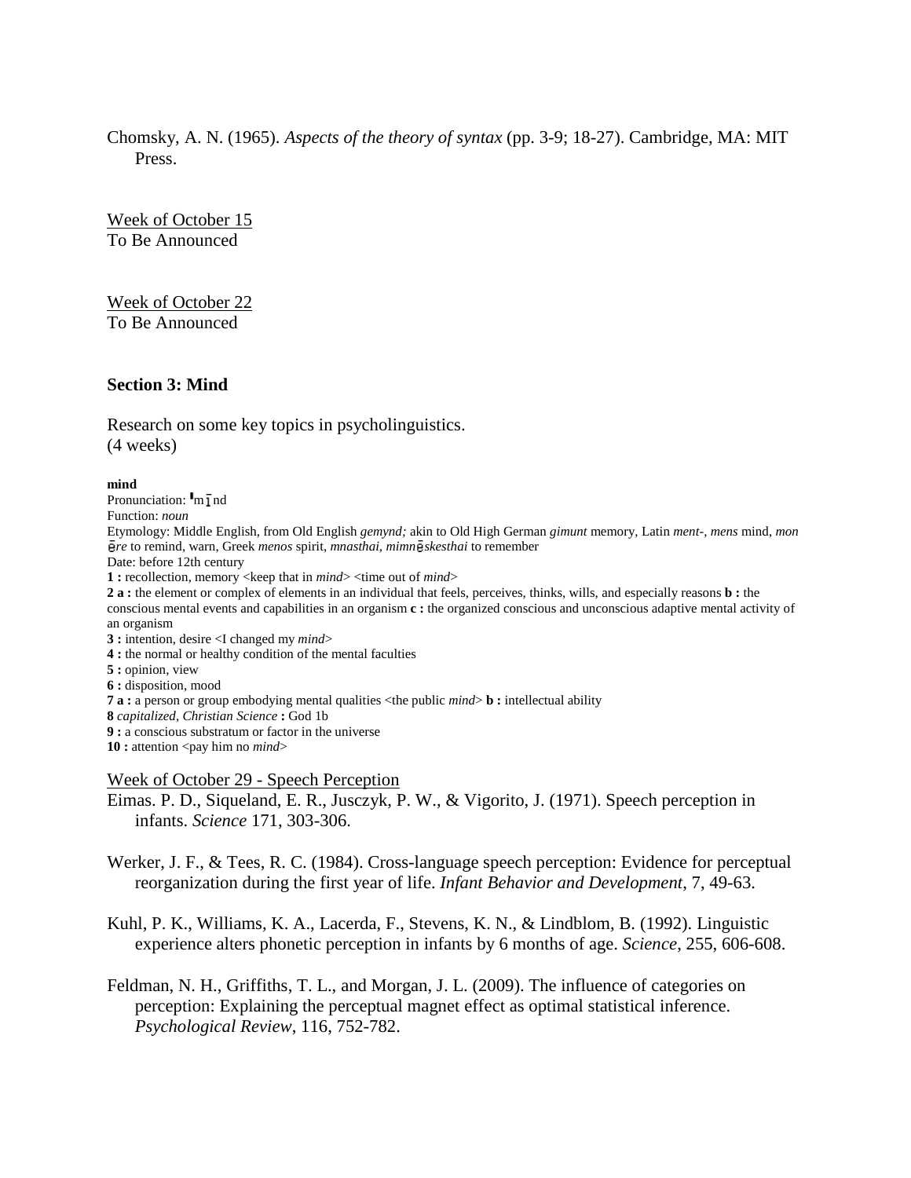Chomsky, A. N. (1965). *Aspects of the theory of syntax* (pp. 3-9; 18-27). Cambridge, MA: MIT Press.

Week of October 15
To Be Announced

Week of October 22
To Be Announced

## Section 3: Mind

Research on some key topics in psycholinguistics.
(4 weeks)

**mind**
Pronunciation: ˈmīnd
Function: *noun*
Etymology: Middle English, from Old English *gemynd;* akin to Old High German *gimunt* memory, Latin *ment-, mens* mind, *monēre* to remind, warn, Greek *menos* spirit, *mnasthai, mimnēskesthai* to remember
Date: before 12th century
**1 :** recollection, memory <keep that in *mind*> <time out of *mind*>
**2 a :** the element or complex of elements in an individual that feels, perceives, thinks, wills, and especially reasons **b :** the conscious mental events and capabilities in an organism **c :** the organized conscious and unconscious adaptive mental activity of an organism
**3 :** intention, desire <I changed my *mind*>
**4 :** the normal or healthy condition of the mental faculties
**5 :** opinion, view
**6 :** disposition, mood
**7 a :** a person or group embodying mental qualities <the public *mind*> **b :** intellectual ability
**8** *capitalized, Christian Science* **:** God 1b
**9 :** a conscious substratum or factor in the universe
**10 :** attention <pay him no *mind*>

Week of October 29 - Speech Perception

Eimas. P. D., Siqueland, E. R., Jusczyk, P. W., & Vigorito, J. (1971). Speech perception in infants. *Science* 171, 303-306.

Werker, J. F., & Tees, R. C. (1984). Cross-language speech perception: Evidence for perceptual reorganization during the first year of life. *Infant Behavior and Development*, 7, 49-63.

Kuhl, P. K., Williams, K. A., Lacerda, F., Stevens, K. N., & Lindblom, B. (1992). Linguistic experience alters phonetic perception in infants by 6 months of age. *Science*, 255, 606-608.

Feldman, N. H., Griffiths, T. L., and Morgan, J. L. (2009). The influence of categories on perception: Explaining the perceptual magnet effect as optimal statistical inference. *Psychological Review*, 116, 752-782.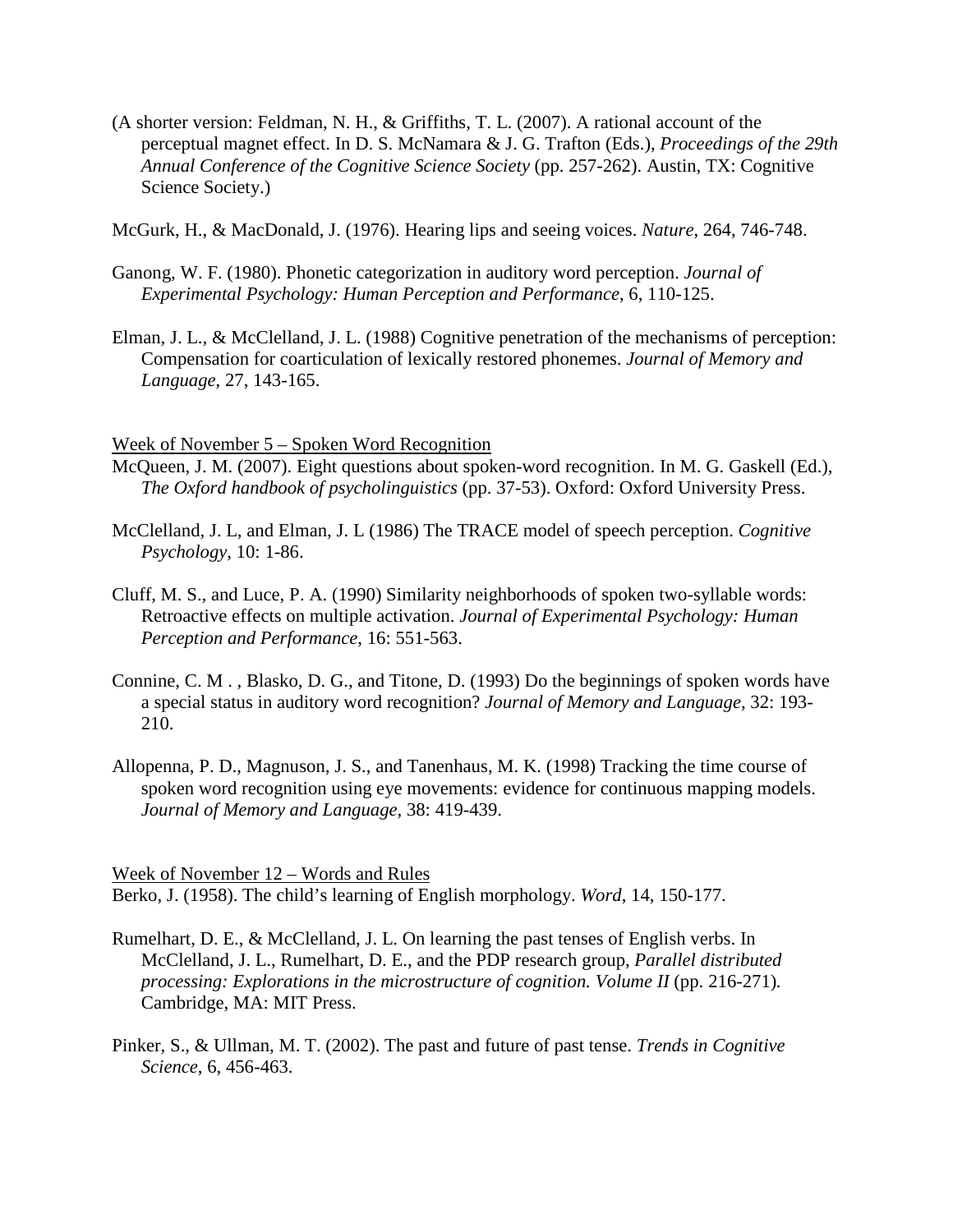(A shorter version: Feldman, N. H., & Griffiths, T. L. (2007). A rational account of the perceptual magnet effect. In D. S. McNamara & J. G. Trafton (Eds.), *Proceedings of the 29th Annual Conference of the Cognitive Science Society* (pp. 257-262). Austin, TX: Cognitive Science Society.)

McGurk, H., & MacDonald, J. (1976). Hearing lips and seeing voices. *Nature*, 264, 746-748.

Ganong, W. F. (1980). Phonetic categorization in auditory word perception. *Journal of Experimental Psychology: Human Perception and Performance*, 6, 110-125.

Elman, J. L., & McClelland, J. L. (1988) Cognitive penetration of the mechanisms of perception: Compensation for coarticulation of lexically restored phonemes. *Journal of Memory and Language*, 27, 143-165.

<u>Week of November 5 – Spoken Word Recognition</u>

McQueen, J. M. (2007). Eight questions about spoken-word recognition. In M. G. Gaskell (Ed.), *The Oxford handbook of psycholinguistics* (pp. 37-53). Oxford: Oxford University Press.

McClelland, J. L, and Elman, J. L (1986) The TRACE model of speech perception. *Cognitive Psychology*, 10: 1-86.

Cluff, M. S., and Luce, P. A. (1990) Similarity neighborhoods of spoken two-syllable words: Retroactive effects on multiple activation. *Journal of Experimental Psychology: Human Perception and Performance*, 16: 551-563.

Connine, C. M . , Blasko, D. G., and Titone, D. (1993) Do the beginnings of spoken words have a special status in auditory word recognition? *Journal of Memory and Language*, 32: 193-210.

Allopenna, P. D., Magnuson, J. S., and Tanenhaus, M. K. (1998) Tracking the time course of spoken word recognition using eye movements: evidence for continuous mapping models. *Journal of Memory and Language*, 38: 419-439.

<u>Week of November 12 – Words and Rules</u>

Berko, J. (1958). The child's learning of English morphology. *Word*, 14, 150-177.

Rumelhart, D. E., & McClelland, J. L. On learning the past tenses of English verbs. In McClelland, J. L., Rumelhart, D. E., and the PDP research group, *Parallel distributed processing: Explorations in the microstructure of cognition. Volume II* (pp. 216-271). Cambridge, MA: MIT Press.

Pinker, S., & Ullman, M. T. (2002). The past and future of past tense. *Trends in Cognitive Science*, 6, 456-463.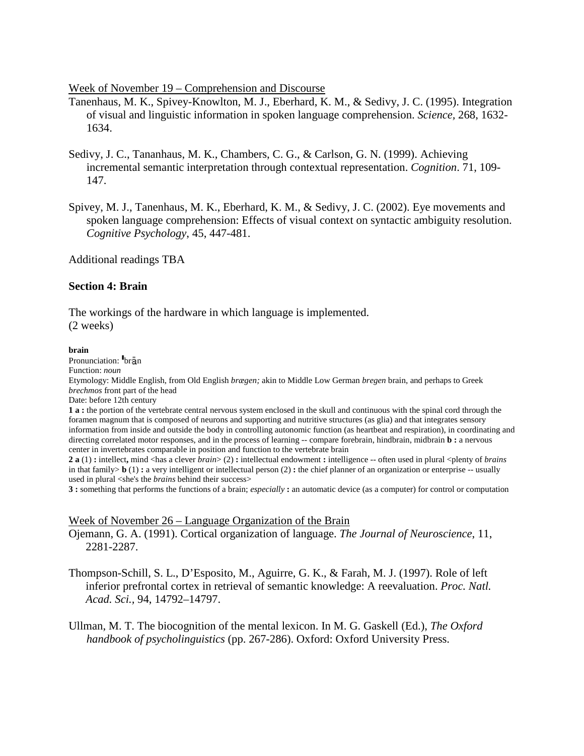Week of November 19 – Comprehension and Discourse

Tanenhaus, M. K., Spivey-Knowlton, M. J., Eberhard, K. M., & Sedivy, J. C. (1995). Integration of visual and linguistic information in spoken language comprehension. *Science*, 268, 1632-1634.

Sedivy, J. C., Tananhaus, M. K., Chambers, C. G., & Carlson, G. N. (1999). Achieving incremental semantic interpretation through contextual representation. *Cognition*. 71, 109-147.

Spivey, M. J., Tanenhaus, M. K., Eberhard, K. M., & Sedivy, J. C. (2002). Eye movements and spoken language comprehension: Effects of visual context on syntactic ambiguity resolution. *Cognitive Psychology*, 45, 447-481.

Additional readings TBA

## Section 4: Brain

The workings of the hardware in which language is implemented.
(2 weeks)

**brain**
Pronunciation: ˈbrān
Function: *noun*
Etymology: Middle English, from Old English *brægen;* akin to Middle Low German *bregen* brain, and perhaps to Greek *brechmos* front part of the head
Date: before 12th century
**1 a :** the portion of the vertebrate central nervous system enclosed in the skull and continuous with the spinal cord through the foramen magnum that is composed of neurons and supporting and nutritive structures (as glia) and that integrates sensory information from inside and outside the body in controlling autonomic function (as heartbeat and respiration), in coordinating and directing correlated motor responses, and in the process of learning -- compare forebrain, hindbrain, midbrain **b :** a nervous center in invertebrates comparable in position and function to the vertebrate brain
**2 a** (1) **:** intellect**,** mind <has a clever *brain*> (2) **:** intellectual endowment **:** intelligence -- often used in plural <plenty of *brains* in that family> **b** (1) **:** a very intelligent or intellectual person (2) **:** the chief planner of an organization or enterprise -- usually used in plural <she's the *brains* behind their success>
**3 :** something that performs the functions of a brain; *especially* **:** an automatic device (as a computer) for control or computation

Week of November 26 – Language Organization of the Brain

Ojemann, G. A. (1991). Cortical organization of language. *The Journal of Neuroscience*, 11, 2281-2287.

Thompson-Schill, S. L., D'Esposito, M., Aguirre, G. K., & Farah, M. J. (1997). Role of left inferior prefrontal cortex in retrieval of semantic knowledge: A reevaluation. *Proc. Natl. Acad. Sci.*, 94, 14792–14797.

Ullman, M. T. The biocognition of the mental lexicon. In M. G. Gaskell (Ed.), *The Oxford handbook of psycholinguistics* (pp. 267-286). Oxford: Oxford University Press.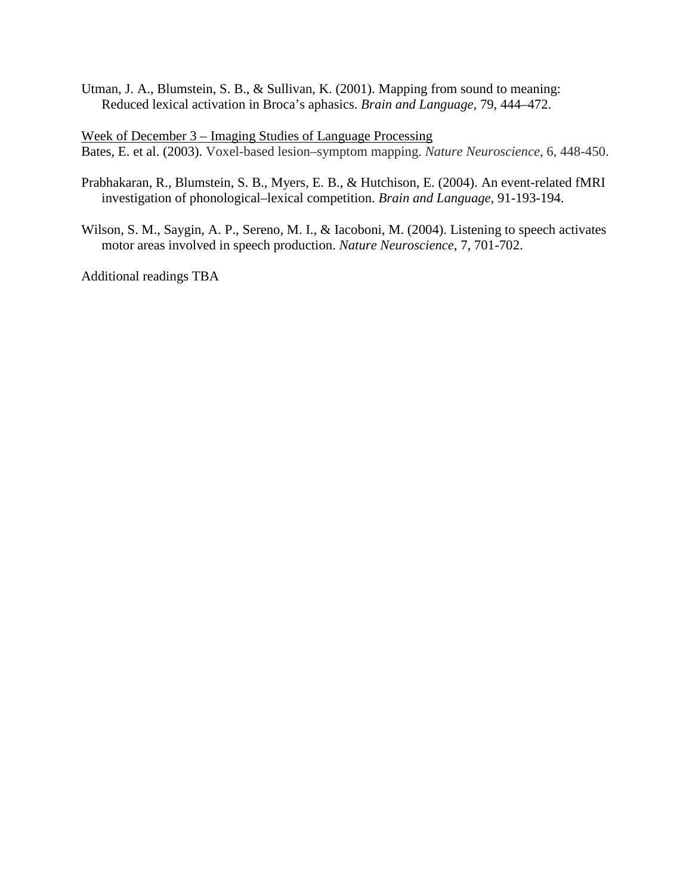Utman, J. A., Blumstein, S. B., & Sullivan, K. (2001). Mapping from sound to meaning: Reduced lexical activation in Broca's aphasics. *Brain and Language*, 79, 444–472.

<u>Week of December 3 – Imaging Studies of Language Processing</u>

Bates, E. et al. (2003). Voxel-based lesion–symptom mapping. *Nature Neuroscience*, 6, 448-450.

Prabhakaran, R., Blumstein, S. B., Myers, E. B., & Hutchison, E. (2004). An event-related fMRI investigation of phonological–lexical competition. *Brain and Language*, 91-193-194.

Wilson, S. M., Saygin, A. P., Sereno, M. I., & Iacoboni, M. (2004). Listening to speech activates motor areas involved in speech production. *Nature Neuroscience*, 7, 701-702.

Additional readings TBA